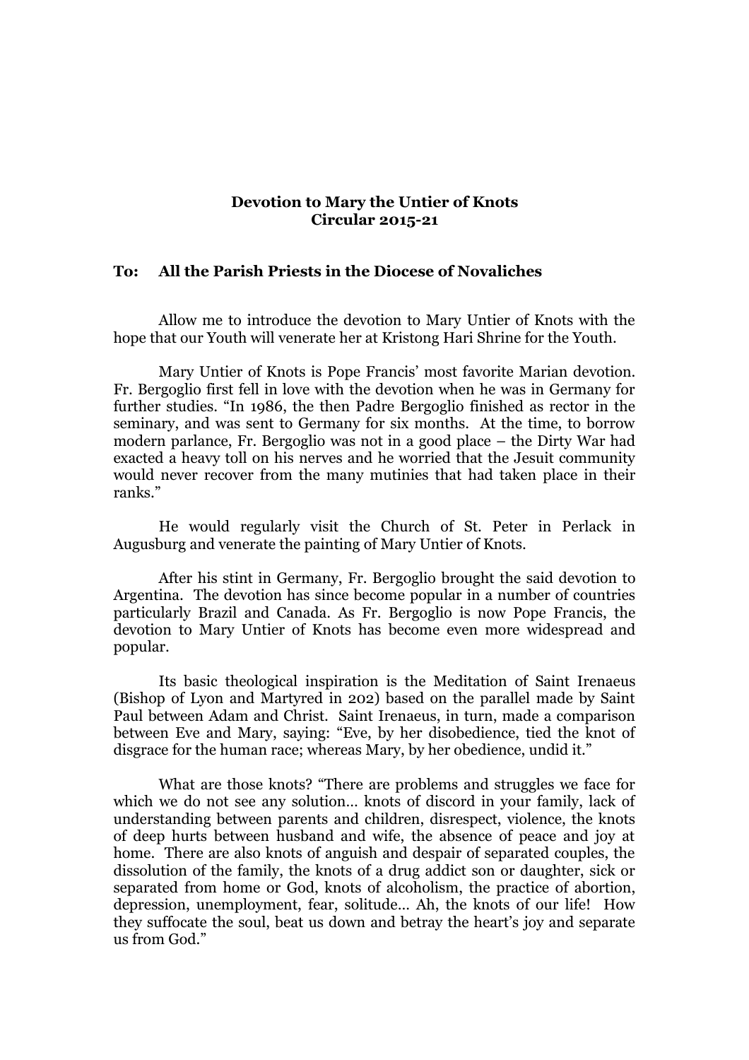**Devotion to Mary the Untier of Knots**
**Circular 2015-21**

**To: All the Parish Priests in the Diocese of Novaliches**

Allow me to introduce the devotion to Mary Untier of Knots with the hope that our Youth will venerate her at Kristong Hari Shrine for the Youth.

Mary Untier of Knots is Pope Francis' most favorite Marian devotion. Fr. Bergoglio first fell in love with the devotion when he was in Germany for further studies. "In 1986, the then Padre Bergoglio finished as rector in the seminary, and was sent to Germany for six months. At the time, to borrow modern parlance, Fr. Bergoglio was not in a good place – the Dirty War had exacted a heavy toll on his nerves and he worried that the Jesuit community would never recover from the many mutinies that had taken place in their ranks."

He would regularly visit the Church of St. Peter in Perlack in Augusburg and venerate the painting of Mary Untier of Knots.

After his stint in Germany, Fr. Bergoglio brought the said devotion to Argentina. The devotion has since become popular in a number of countries particularly Brazil and Canada. As Fr. Bergoglio is now Pope Francis, the devotion to Mary Untier of Knots has become even more widespread and popular.

Its basic theological inspiration is the Meditation of Saint Irenaeus (Bishop of Lyon and Martyred in 202) based on the parallel made by Saint Paul between Adam and Christ. Saint Irenaeus, in turn, made a comparison between Eve and Mary, saying: "Eve, by her disobedience, tied the knot of disgrace for the human race; whereas Mary, by her obedience, undid it."

What are those knots? "There are problems and struggles we face for which we do not see any solution… knots of discord in your family, lack of understanding between parents and children, disrespect, violence, the knots of deep hurts between husband and wife, the absence of peace and joy at home. There are also knots of anguish and despair of separated couples, the dissolution of the family, the knots of a drug addict son or daughter, sick or separated from home or God, knots of alcoholism, the practice of abortion, depression, unemployment, fear, solitude… Ah, the knots of our life! How they suffocate the soul, beat us down and betray the heart's joy and separate us from God."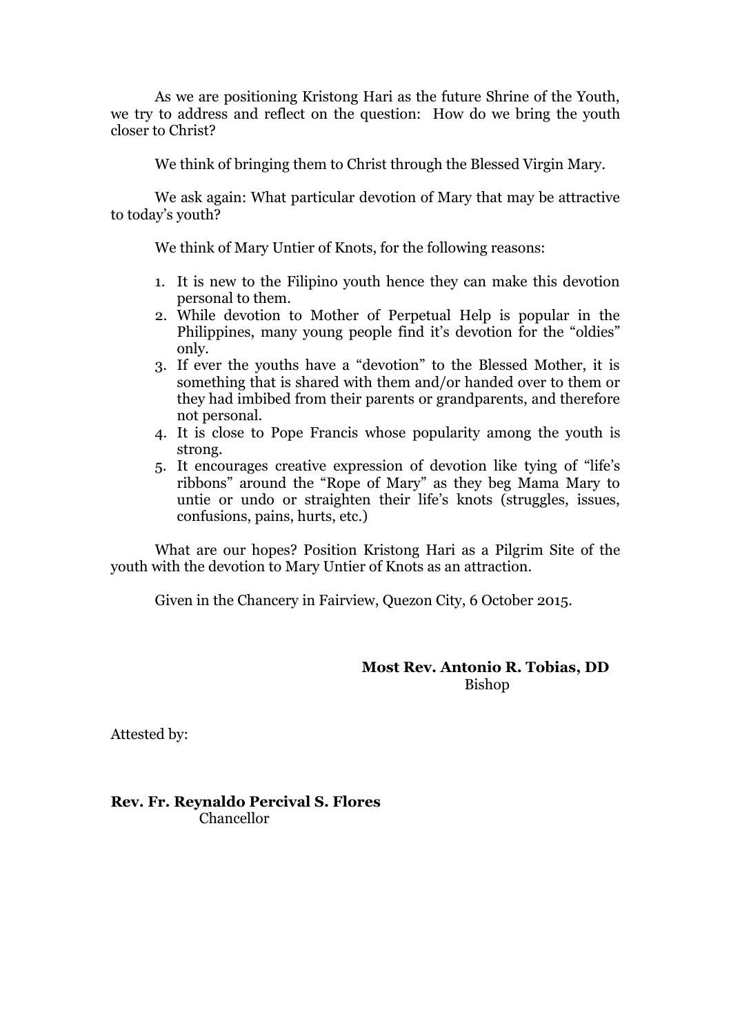As we are positioning Kristong Hari as the future Shrine of the Youth, we try to address and reflect on the question: How do we bring the youth closer to Christ?

We think of bringing them to Christ through the Blessed Virgin Mary.

We ask again: What particular devotion of Mary that may be attractive to today's youth?

We think of Mary Untier of Knots, for the following reasons:

1. It is new to the Filipino youth hence they can make this devotion personal to them.
2. While devotion to Mother of Perpetual Help is popular in the Philippines, many young people find it's devotion for the "oldies" only.
3. If ever the youths have a "devotion" to the Blessed Mother, it is something that is shared with them and/or handed over to them or they had imbibed from their parents or grandparents, and therefore not personal.
4. It is close to Pope Francis whose popularity among the youth is strong.
5. It encourages creative expression of devotion like tying of "life's ribbons" around the "Rope of Mary" as they beg Mama Mary to untie or undo or straighten their life's knots (struggles, issues, confusions, pains, hurts, etc.)

What are our hopes? Position Kristong Hari as a Pilgrim Site of the youth with the devotion to Mary Untier of Knots as an attraction.

Given in the Chancery in Fairview, Quezon City, 6 October 2015.

**Most Rev. Antonio R. Tobias, DD**
Bishop

Attested by:

**Rev. Fr. Reynaldo Percival S. Flores**
Chancellor